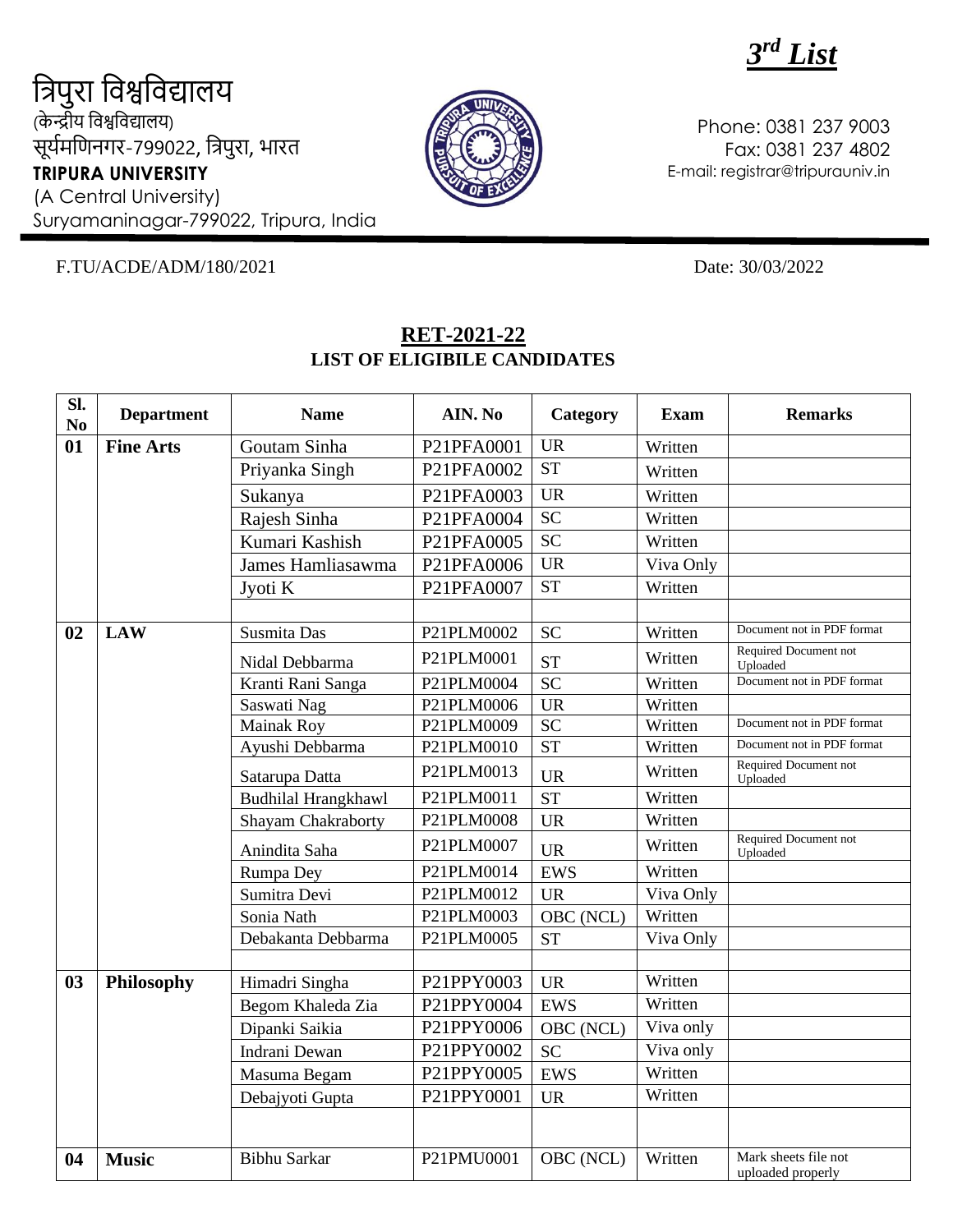***3rd List***

त्रिपुरा विश्वविद्यालय
(केन्द्रीय विश्वविद्यालय)
सूर्यमणिनगर-799022, त्रिपुरा, भारत
**TRIPURA UNIVERSITY**
(A Central University)
Suryamaninagar-799022, Tripura, India

Phone: 0381 237 9003
Fax: 0381 237 4802
E-mail: registrar@tripurauniv.in

F.TU/ACDE/ADM/180/2021

Date: 30/03/2022

## RET-2021-22
### LIST OF ELIGIBILE CANDIDATES

| Sl. No | Department | Name | AIN. No | Category | Exam | Remarks |
|---|---|---|---|---|---|---|
| 01 | **Fine Arts** | Goutam Sinha | P21PFA0001 | UR | Written | |
| | | Priyanka Singh | P21PFA0002 | ST | Written | |
| | | Sukanya | P21PFA0003 | UR | Written | |
| | | Rajesh Sinha | P21PFA0004 | SC | Written | |
| | | Kumari Kashish | P21PFA0005 | SC | Written | |
| | | James Hamliasawma | P21PFA0006 | UR | Viva Only | |
| | | Jyoti K | P21PFA0007 | ST | Written | |
| | | | | | | |
| 02 | **LAW** | Susmita Das | P21PLM0002 | SC | Written | Document not in PDF format |
| | | Nidal Debbarma | P21PLM0001 | ST | Written | Required Document not Uploaded |
| | | Kranti Rani Sanga | P21PLM0004 | SC | Written | Document not in PDF format |
| | | Saswati Nag | P21PLM0006 | UR | Written | |
| | | Mainak Roy | P21PLM0009 | SC | Written | Document not in PDF format |
| | | Ayushi Debbarma | P21PLM0010 | ST | Written | Document not in PDF format |
| | | Satarupa Datta | P21PLM0013 | UR | Written | Required Document not Uploaded |
| | | Budhilal Hrangkhawl | P21PLM0011 | ST | Written | |
| | | Shayam Chakraborty | P21PLM0008 | UR | Written | |
| | | Anindita Saha | P21PLM0007 | UR | Written | Required Document not Uploaded |
| | | Rumpa Dey | P21PLM0014 | EWS | Written | |
| | | Sumitra Devi | P21PLM0012 | UR | Viva Only | |
| | | Sonia Nath | P21PLM0003 | OBC (NCL) | Written | |
| | | Debakanta Debbarma | P21PLM0005 | ST | Viva Only | |
| | | | | | | |
| 03 | **Philosophy** | Himadri Singha | P21PPY0003 | UR | Written | |
| | | Begom Khaleda Zia | P21PPY0004 | EWS | Written | |
| | | Dipanki Saikia | P21PPY0006 | OBC (NCL) | Viva only | |
| | | Indrani Dewan | P21PPY0002 | SC | Viva only | |
| | | Masuma Begam | P21PPY0005 | EWS | Written | |
| | | Debajyoti Gupta | P21PPY0001 | UR | Written | |
| | | | | | | |
| 04 | **Music** | Bibhu Sarkar | P21PMU0001 | OBC (NCL) | Written | Mark sheets file not uploaded properly |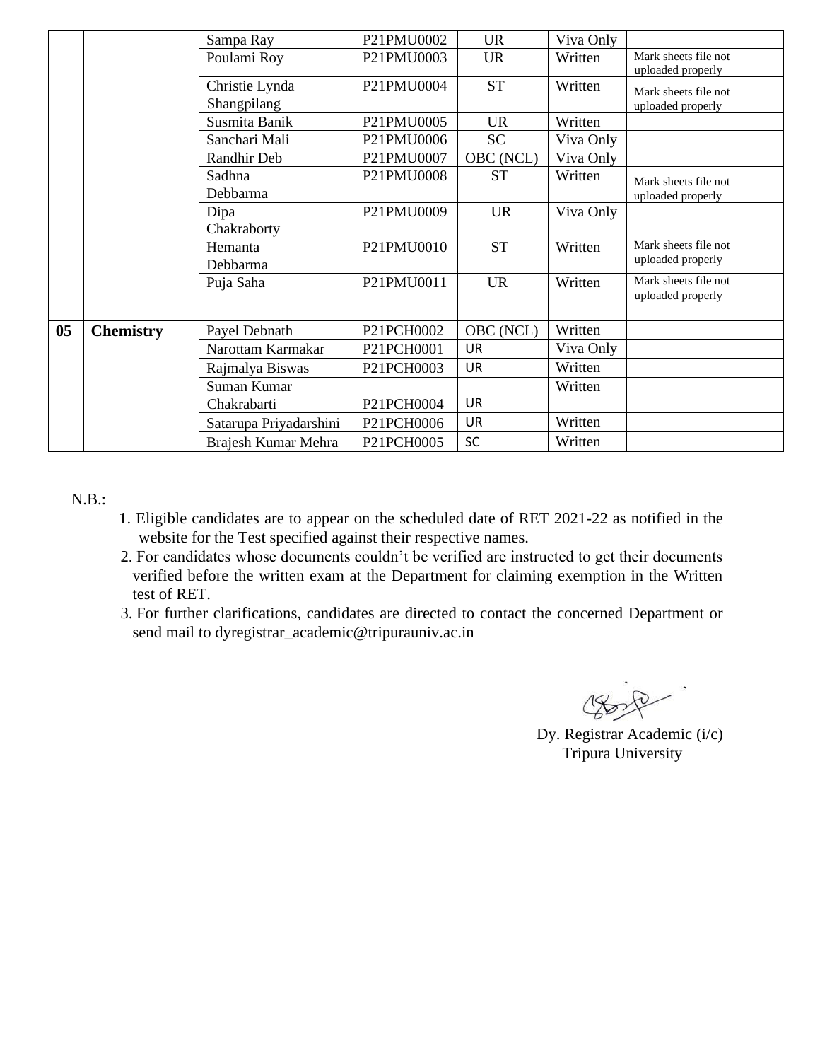| | | | | | | |
|---|---|---|---|---|---|---|
| | | Sampa Ray | P21PMU0002 | UR | Viva Only | |
| | | Poulami Roy | P21PMU0003 | UR | Written | Mark sheets file not uploaded properly |
| | | Christie Lynda Shangpilang | P21PMU0004 | ST | Written | Mark sheets file not uploaded properly |
| | | Susmita Banik | P21PMU0005 | UR | Written | |
| | | Sanchari Mali | P21PMU0006 | SC | Viva Only | |
| | | Randhir Deb | P21PMU0007 | OBC (NCL) | Viva Only | |
| | | Sadhna Debbarma | P21PMU0008 | ST | Written | Mark sheets file not uploaded properly |
| | | Dipa Chakraborty | P21PMU0009 | UR | Viva Only | |
| | | Hemanta Debbarma | P21PMU0010 | ST | Written | Mark sheets file not uploaded properly |
| | | Puja Saha | P21PMU0011 | UR | Written | Mark sheets file not uploaded properly |
| | | | | | | |
| **05** | **Chemistry** | Payel Debnath | P21PCH0002 | OBC (NCL) | Written | |
| | | Narottam Karmakar | P21PCH0001 | UR | Viva Only | |
| | | Rajmalya Biswas | P21PCH0003 | UR | Written | |
| | | Suman Kumar Chakrabarti | P21PCH0004 | UR | Written | |
| | | Satarupa Priyadarshini | P21PCH0006 | UR | Written | |
| | | Brajesh Kumar Mehra | P21PCH0005 | SC | Written | |

N.B.:

1. Eligible candidates are to appear on the scheduled date of RET 2021-22 as notified in the website for the Test specified against their respective names.
2. For candidates whose documents couldn't be verified are instructed to get their documents verified before the written exam at the Department for claiming exemption in the Written test of RET.
3. For further clarifications, candidates are directed to contact the concerned Department or send mail to dyregistrar_academic@tripurauniv.ac.in

Dy. Registrar Academic (i/c)
Tripura University